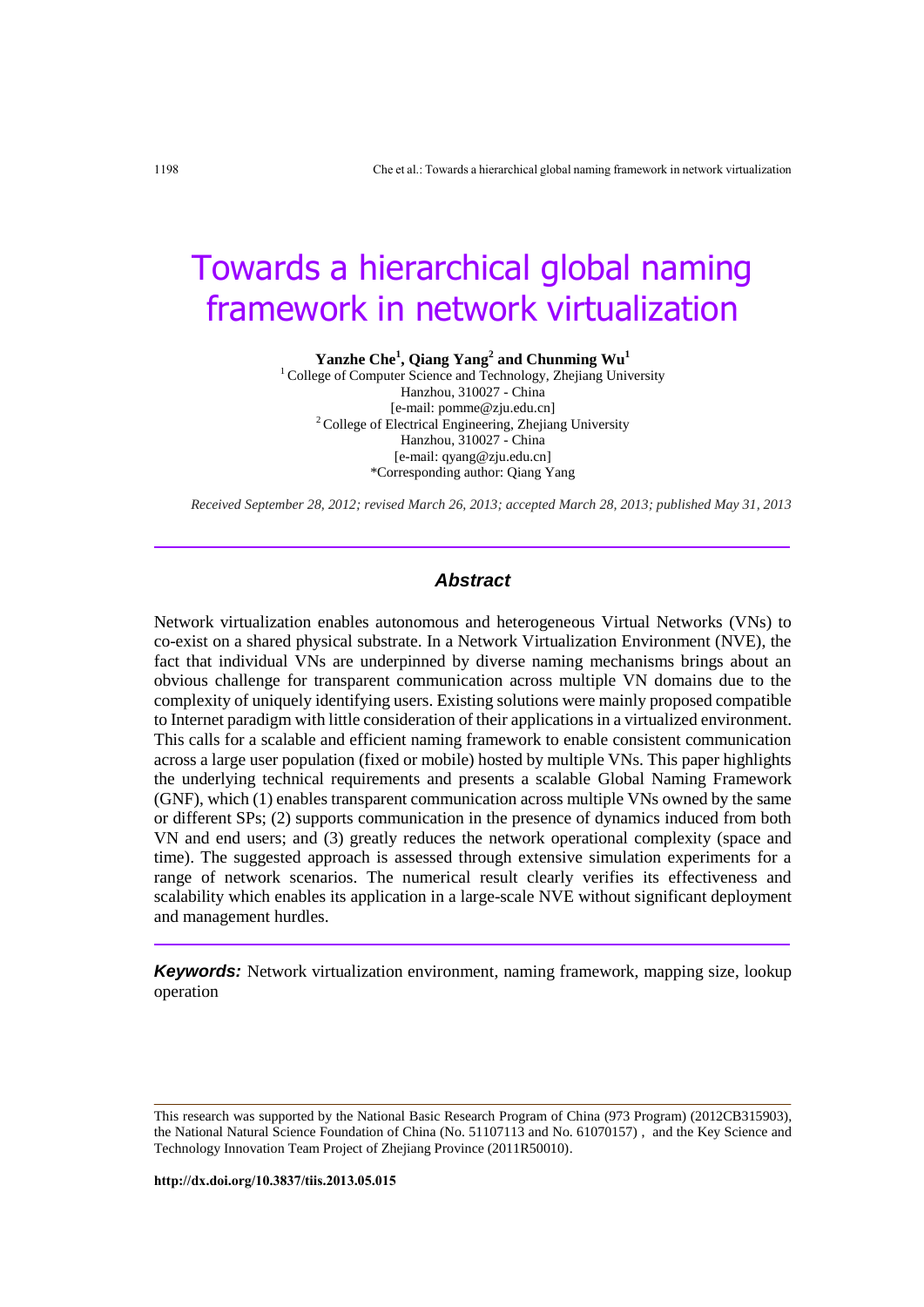# Towards a hierarchical global naming framework in network virtualization

**Yanzhe Che[1], Qiang Yang[2] and Chunming Wu[1]**

[1] College of Computer Science and Technology, Zhejiang University
Hanzhou, 310027 - China
[e-mail: pomme@zju.edu.cn]
[2] College of Electrical Engineering, Zhejiang University
Hanzhou, 310027 - China
[e-mail: qyang@zju.edu.cn]
*Corresponding author: Qiang Yang

*Received September 28, 2012; revised March 26, 2013; accepted March 28, 2013; published May 31, 2013*

---

### *Abstract*

Network virtualization enables autonomous and heterogeneous Virtual Networks (VNs) to co-exist on a shared physical substrate. In a Network Virtualization Environment (NVE), the fact that individual VNs are underpinned by diverse naming mechanisms brings about an obvious challenge for transparent communication across multiple VN domains due to the complexity of uniquely identifying users. Existing solutions were mainly proposed compatible to Internet paradigm with little consideration of their applications in a virtualized environment. This calls for a scalable and efficient naming framework to enable consistent communication across a large user population (fixed or mobile) hosted by multiple VNs. This paper highlights the underlying technical requirements and presents a scalable Global Naming Framework (GNF), which (1) enables transparent communication across multiple VNs owned by the same or different SPs; (2) supports communication in the presence of dynamics induced from both VN and end users; and (3) greatly reduces the network operational complexity (space and time). The suggested approach is assessed through extensive simulation experiments for a range of network scenarios. The numerical result clearly verifies its effectiveness and scalability which enables its application in a large-scale NVE without significant deployment and management hurdles.

---

***Keywords:*** Network virtualization environment, naming framework, mapping size, lookup operation

---

This research was supported by the National Basic Research Program of China (973 Program) (2012CB315903), the National Natural Science Foundation of China (No. 51107113 and No. 61070157) , and the Key Science and Technology Innovation Team Project of Zhejiang Province (2011R50010).

**http://dx.doi.org/10.3837/tiis.2013.05.015**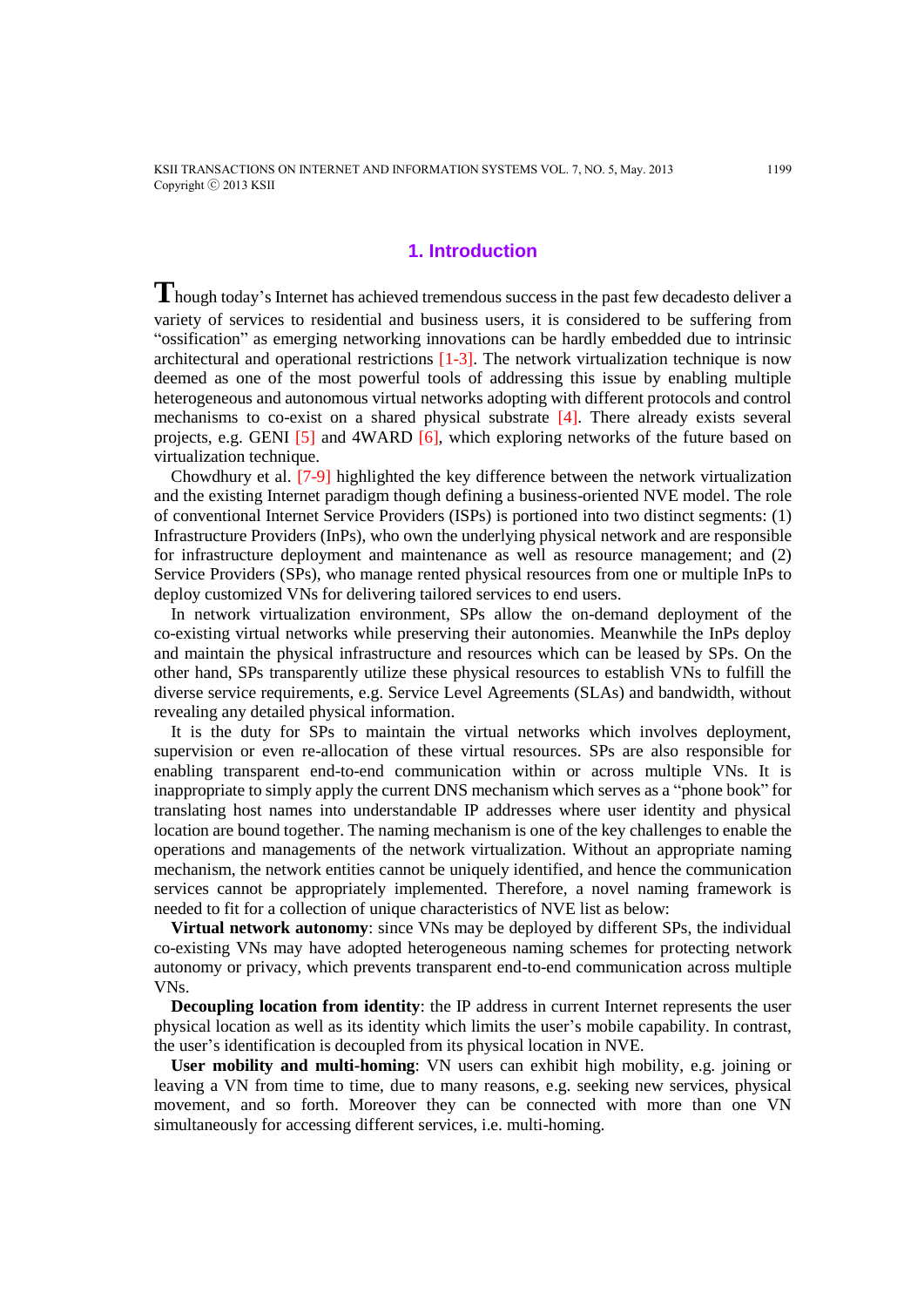## 1. Introduction

Though today's Internet has achieved tremendous success in the past few decadesto deliver a variety of services to residential and business users, it is considered to be suffering from "ossification" as emerging networking innovations can be hardly embedded due to intrinsic architectural and operational restrictions [1-3]. The network virtualization technique is now deemed as one of the most powerful tools of addressing this issue by enabling multiple heterogeneous and autonomous virtual networks adopting with different protocols and control mechanisms to co-exist on a shared physical substrate [4]. There already exists several projects, e.g. GENI [5] and 4WARD [6], which exploring networks of the future based on virtualization technique.

Chowdhury et al. [7-9] highlighted the key difference between the network virtualization and the existing Internet paradigm though defining a business-oriented NVE model. The role of conventional Internet Service Providers (ISPs) is portioned into two distinct segments: (1) Infrastructure Providers (InPs), who own the underlying physical network and are responsible for infrastructure deployment and maintenance as well as resource management; and (2) Service Providers (SPs), who manage rented physical resources from one or multiple InPs to deploy customized VNs for delivering tailored services to end users.

In network virtualization environment, SPs allow the on-demand deployment of the co-existing virtual networks while preserving their autonomies. Meanwhile the InPs deploy and maintain the physical infrastructure and resources which can be leased by SPs. On the other hand, SPs transparently utilize these physical resources to establish VNs to fulfill the diverse service requirements, e.g. Service Level Agreements (SLAs) and bandwidth, without revealing any detailed physical information.

It is the duty for SPs to maintain the virtual networks which involves deployment, supervision or even re-allocation of these virtual resources. SPs are also responsible for enabling transparent end-to-end communication within or across multiple VNs. It is inappropriate to simply apply the current DNS mechanism which serves as a "phone book" for translating host names into understandable IP addresses where user identity and physical location are bound together. The naming mechanism is one of the key challenges to enable the operations and managements of the network virtualization. Without an appropriate naming mechanism, the network entities cannot be uniquely identified, and hence the communication services cannot be appropriately implemented. Therefore, a novel naming framework is needed to fit for a collection of unique characteristics of NVE list as below:

**Virtual network autonomy**: since VNs may be deployed by different SPs, the individual co-existing VNs may have adopted heterogeneous naming schemes for protecting network autonomy or privacy, which prevents transparent end-to-end communication across multiple VNs.

**Decoupling location from identity**: the IP address in current Internet represents the user physical location as well as its identity which limits the user's mobile capability. In contrast, the user's identification is decoupled from its physical location in NVE.

**User mobility and multi-homing**: VN users can exhibit high mobility, e.g. joining or leaving a VN from time to time, due to many reasons, e.g. seeking new services, physical movement, and so forth. Moreover they can be connected with more than one VN simultaneously for accessing different services, i.e. multi-homing.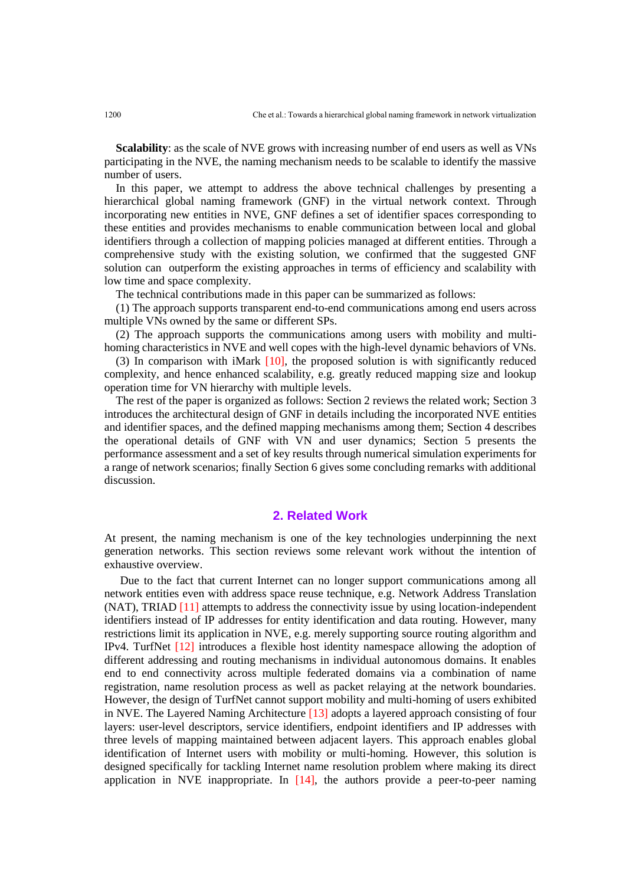**Scalability**: as the scale of NVE grows with increasing number of end users as well as VNs participating in the NVE, the naming mechanism needs to be scalable to identify the massive number of users.

In this paper, we attempt to address the above technical challenges by presenting a hierarchical global naming framework (GNF) in the virtual network context. Through incorporating new entities in NVE, GNF defines a set of identifier spaces corresponding to these entities and provides mechanisms to enable communication between local and global identifiers through a collection of mapping policies managed at different entities. Through a comprehensive study with the existing solution, we confirmed that the suggested GNF solution can outperform the existing approaches in terms of efficiency and scalability with low time and space complexity.

The technical contributions made in this paper can be summarized as follows:

(1) The approach supports transparent end-to-end communications among end users across multiple VNs owned by the same or different SPs.

(2) The approach supports the communications among users with mobility and multi-homing characteristics in NVE and well copes with the high-level dynamic behaviors of VNs.

(3) In comparison with iMark [10], the proposed solution is with significantly reduced complexity, and hence enhanced scalability, e.g. greatly reduced mapping size and lookup operation time for VN hierarchy with multiple levels.

The rest of the paper is organized as follows: Section 2 reviews the related work; Section 3 introduces the architectural design of GNF in details including the incorporated NVE entities and identifier spaces, and the defined mapping mechanisms among them; Section 4 describes the operational details of GNF with VN and user dynamics; Section 5 presents the performance assessment and a set of key results through numerical simulation experiments for a range of network scenarios; finally Section 6 gives some concluding remarks with additional discussion.

## 2. Related Work

At present, the naming mechanism is one of the key technologies underpinning the next generation networks. This section reviews some relevant work without the intention of exhaustive overview.

Due to the fact that current Internet can no longer support communications among all network entities even with address space reuse technique, e.g. Network Address Translation (NAT), TRIAD [11] attempts to address the connectivity issue by using location-independent identifiers instead of IP addresses for entity identification and data routing. However, many restrictions limit its application in NVE, e.g. merely supporting source routing algorithm and IPv4. TurfNet [12] introduces a flexible host identity namespace allowing the adoption of different addressing and routing mechanisms in individual autonomous domains. It enables end to end connectivity across multiple federated domains via a combination of name registration, name resolution process as well as packet relaying at the network boundaries. However, the design of TurfNet cannot support mobility and multi-homing of users exhibited in NVE. The Layered Naming Architecture [13] adopts a layered approach consisting of four layers: user-level descriptors, service identifiers, endpoint identifiers and IP addresses with three levels of mapping maintained between adjacent layers. This approach enables global identification of Internet users with mobility or multi-homing. However, this solution is designed specifically for tackling Internet name resolution problem where making its direct application in NVE inappropriate. In [14], the authors provide a peer-to-peer naming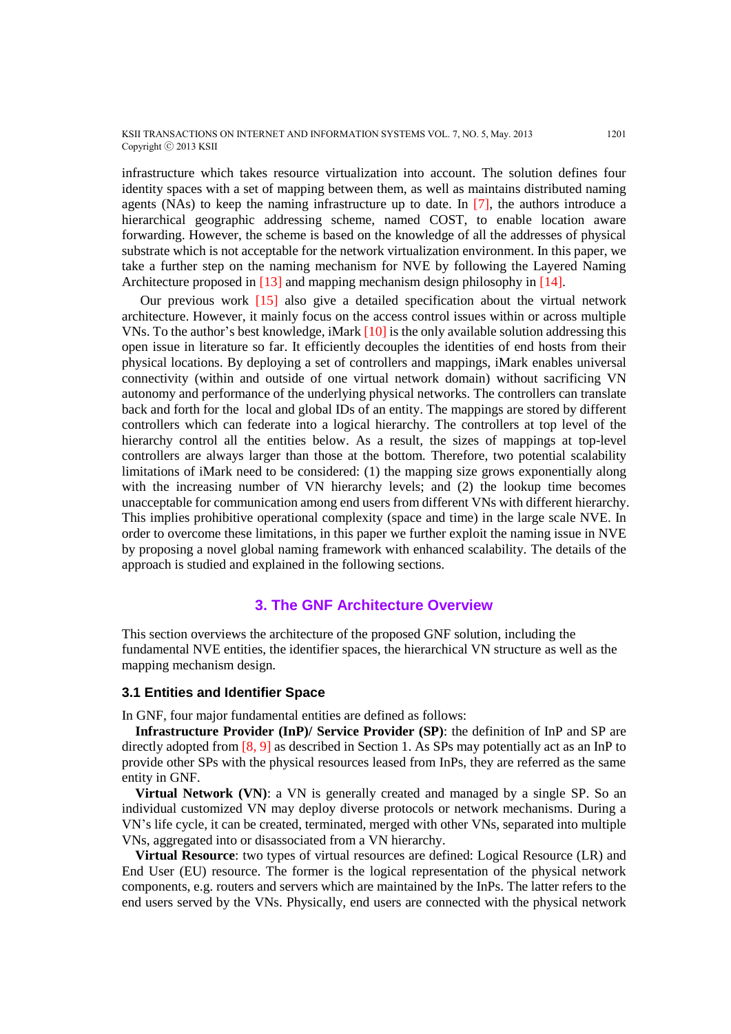infrastructure which takes resource virtualization into account. The solution defines four identity spaces with a set of mapping between them, as well as maintains distributed naming agents (NAs) to keep the naming infrastructure up to date. In [7], the authors introduce a hierarchical geographic addressing scheme, named COST, to enable location aware forwarding. However, the scheme is based on the knowledge of all the addresses of physical substrate which is not acceptable for the network virtualization environment. In this paper, we take a further step on the naming mechanism for NVE by following the Layered Naming Architecture proposed in [13] and mapping mechanism design philosophy in [14].

Our previous work [15] also give a detailed specification about the virtual network architecture. However, it mainly focus on the access control issues within or across multiple VNs. To the author's best knowledge, iMark [10] is the only available solution addressing this open issue in literature so far. It efficiently decouples the identities of end hosts from their physical locations. By deploying a set of controllers and mappings, iMark enables universal connectivity (within and outside of one virtual network domain) without sacrificing VN autonomy and performance of the underlying physical networks. The controllers can translate back and forth for the local and global IDs of an entity. The mappings are stored by different controllers which can federate into a logical hierarchy. The controllers at top level of the hierarchy control all the entities below. As a result, the sizes of mappings at top-level controllers are always larger than those at the bottom. Therefore, two potential scalability limitations of iMark need to be considered: (1) the mapping size grows exponentially along with the increasing number of VN hierarchy levels; and (2) the lookup time becomes unacceptable for communication among end users from different VNs with different hierarchy. This implies prohibitive operational complexity (space and time) in the large scale NVE. In order to overcome these limitations, in this paper we further exploit the naming issue in NVE by proposing a novel global naming framework with enhanced scalability. The details of the approach is studied and explained in the following sections.

## 3. The GNF Architecture Overview

This section overviews the architecture of the proposed GNF solution, including the fundamental NVE entities, the identifier spaces, the hierarchical VN structure as well as the mapping mechanism design.

### 3.1 Entities and Identifier Space

In GNF, four major fundamental entities are defined as follows:

**Infrastructure Provider (InP)/ Service Provider (SP)**: the definition of InP and SP are directly adopted from [8, 9] as described in Section 1. As SPs may potentially act as an InP to provide other SPs with the physical resources leased from InPs, they are referred as the same entity in GNF.

**Virtual Network (VN)**: a VN is generally created and managed by a single SP. So an individual customized VN may deploy diverse protocols or network mechanisms. During a VN's life cycle, it can be created, terminated, merged with other VNs, separated into multiple VNs, aggregated into or disassociated from a VN hierarchy.

**Virtual Resource**: two types of virtual resources are defined: Logical Resource (LR) and End User (EU) resource. The former is the logical representation of the physical network components, e.g. routers and servers which are maintained by the InPs. The latter refers to the end users served by the VNs. Physically, end users are connected with the physical network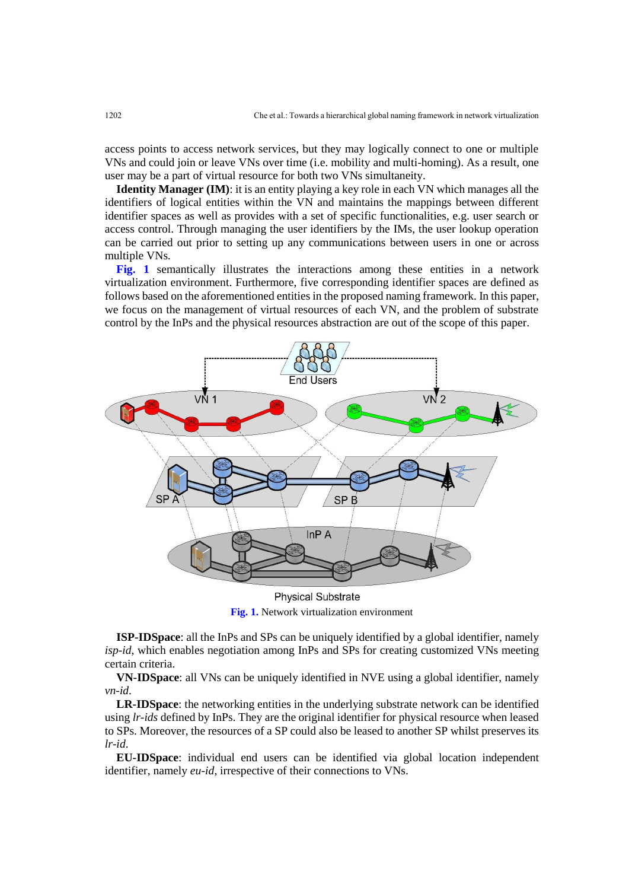access points to access network services, but they may logically connect to one or multiple VNs and could join or leave VNs over time (i.e. mobility and multi-homing). As a result, one user may be a part of virtual resource for both two VNs simultaneity.

**Identity Manager (IM)**: it is an entity playing a key role in each VN which manages all the identifiers of logical entities within the VN and maintains the mappings between different identifier spaces as well as provides with a set of specific functionalities, e.g. user search or access control. Through managing the user identifiers by the IMs, the user lookup operation can be carried out prior to setting up any communications between users in one or across multiple VNs.

**Fig. 1** semantically illustrates the interactions among these entities in a network virtualization environment. Furthermore, five corresponding identifier spaces are defined as follows based on the aforementioned entities in the proposed naming framework. In this paper, we focus on the management of virtual resources of each VN, and the problem of substrate control by the InPs and the physical resources abstraction are out of the scope of this paper.

**Fig. 1.** Network virtualization environment

**ISP-IDSpace**: all the InPs and SPs can be uniquely identified by a global identifier, namely *isp-id*, which enables negotiation among InPs and SPs for creating customized VNs meeting certain criteria.

**VN-IDSpace**: all VNs can be uniquely identified in NVE using a global identifier, namely *vn-id*.

**LR-IDSpace**: the networking entities in the underlying substrate network can be identified using *lr-ids* defined by InPs. They are the original identifier for physical resource when leased to SPs. Moreover, the resources of a SP could also be leased to another SP whilst preserves its *lr-id*.

**EU-IDSpace**: individual end users can be identified via global location independent identifier, namely *eu-id*, irrespective of their connections to VNs.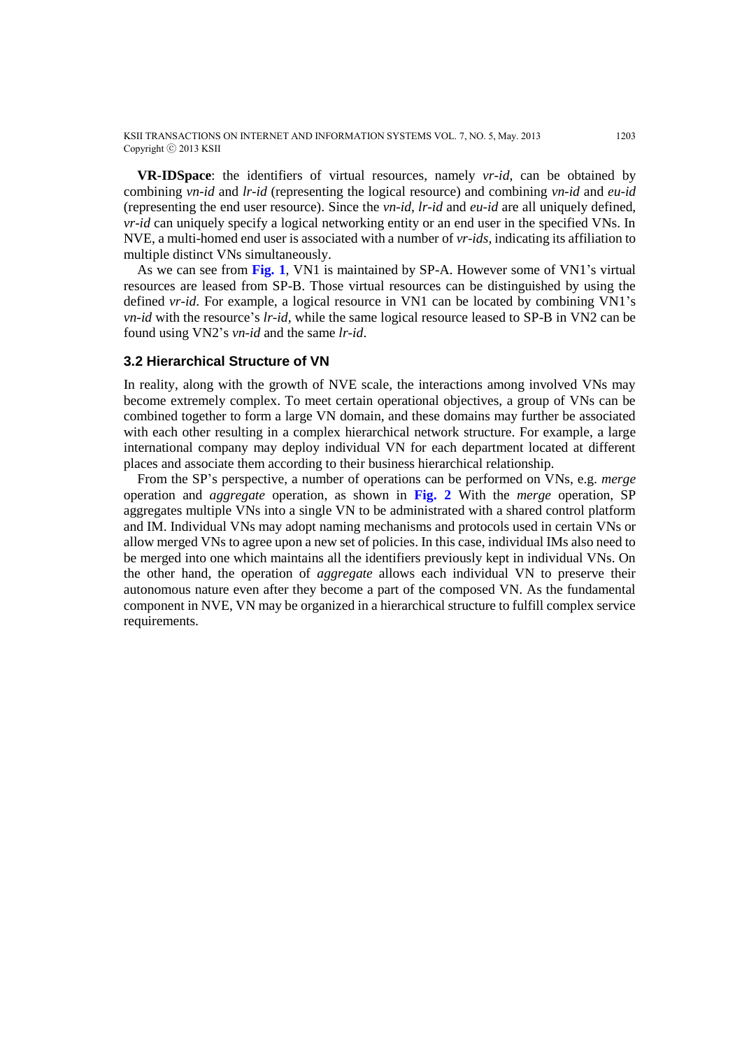**VR-IDSpace**: the identifiers of virtual resources, namely *vr-id*, can be obtained by combining *vn-id* and *lr-id* (representing the logical resource) and combining *vn-id* and *eu-id* (representing the end user resource). Since the *vn-id*, *lr-id* and *eu-id* are all uniquely defined, *vr-id* can uniquely specify a logical networking entity or an end user in the specified VNs. In NVE, a multi-homed end user is associated with a number of *vr-ids*, indicating its affiliation to multiple distinct VNs simultaneously.

As we can see from **Fig. 1**, VN1 is maintained by SP-A. However some of VN1's virtual resources are leased from SP-B. Those virtual resources can be distinguished by using the defined *vr-id*. For example, a logical resource in VN1 can be located by combining VN1's *vn-id* with the resource's *lr-id*, while the same logical resource leased to SP-B in VN2 can be found using VN2's *vn-id* and the same *lr-id*.

### 3.2 Hierarchical Structure of VN

In reality, along with the growth of NVE scale, the interactions among involved VNs may become extremely complex. To meet certain operational objectives, a group of VNs can be combined together to form a large VN domain, and these domains may further be associated with each other resulting in a complex hierarchical network structure. For example, a large international company may deploy individual VN for each department located at different places and associate them according to their business hierarchical relationship.

From the SP's perspective, a number of operations can be performed on VNs, e.g. *merge* operation and *aggregate* operation, as shown in **Fig. 2** With the *merge* operation, SP aggregates multiple VNs into a single VN to be administrated with a shared control platform and IM. Individual VNs may adopt naming mechanisms and protocols used in certain VNs or allow merged VNs to agree upon a new set of policies. In this case, individual IMs also need to be merged into one which maintains all the identifiers previously kept in individual VNs. On the other hand, the operation of *aggregate* allows each individual VN to preserve their autonomous nature even after they become a part of the composed VN. As the fundamental component in NVE, VN may be organized in a hierarchical structure to fulfill complex service requirements.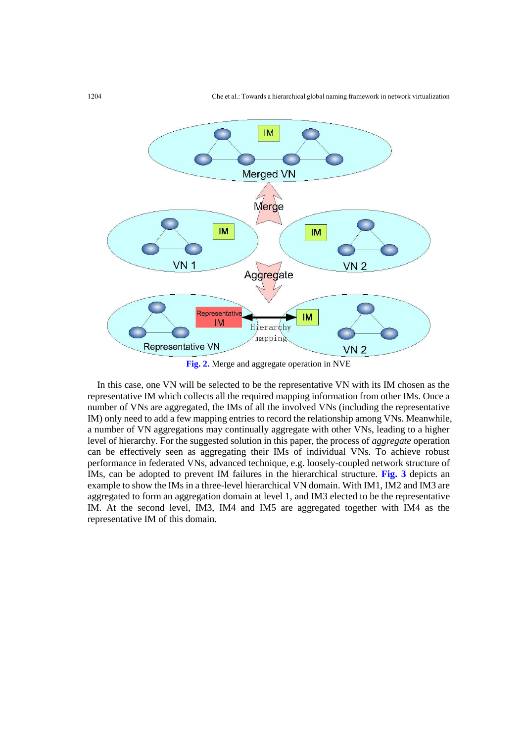Fig. 2. Merge and aggregate operation in NVE

In this case, one VN will be selected to be the representative VN with its IM chosen as the representative IM which collects all the required mapping information from other IMs. Once a number of VNs are aggregated, the IMs of all the involved VNs (including the representative IM) only need to add a few mapping entries to record the relationship among VNs. Meanwhile, a number of VN aggregations may continually aggregate with other VNs, leading to a higher level of hierarchy. For the suggested solution in this paper, the process of *aggregate* operation can be effectively seen as aggregating their IMs of individual VNs. To achieve robust performance in federated VNs, advanced technique, e.g. loosely-coupled network structure of IMs, can be adopted to prevent IM failures in the hierarchical structure. **Fig. 3** depicts an example to show the IMs in a three-level hierarchical VN domain. With IM1, IM2 and IM3 are aggregated to form an aggregation domain at level 1, and IM3 elected to be the representative IM. At the second level, IM3, IM4 and IM5 are aggregated together with IM4 as the representative IM of this domain.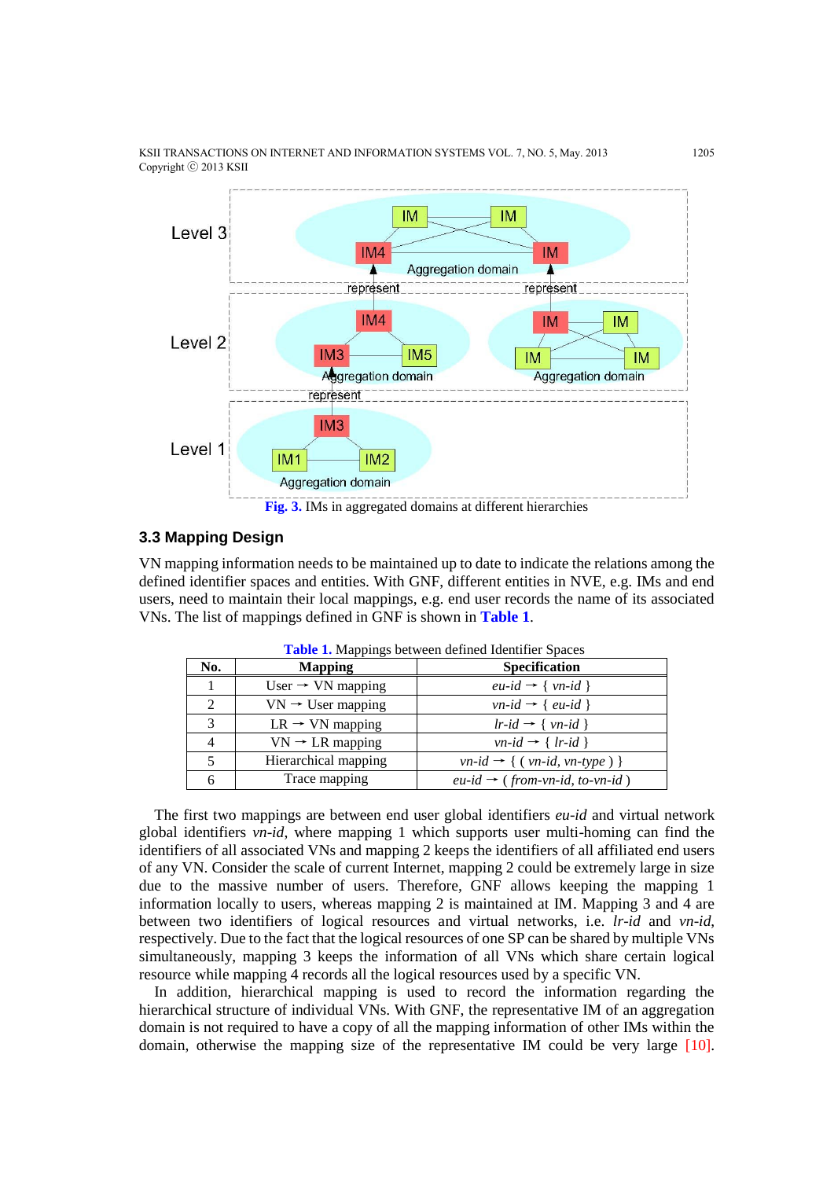Fig. 3. IMs in aggregated domains at different hierarchies

### 3.3 Mapping Design

VN mapping information needs to be maintained up to date to indicate the relations among the defined identifier spaces and entities. With GNF, different entities in NVE, e.g. IMs and end users, need to maintain their local mappings, e.g. end user records the name of its associated VNs. The list of mappings defined in GNF is shown in Table 1.

Table 1. Mappings between defined Identifier Spaces

| No. | Mapping | Specification |
|---|---|---|
| 1 | User → VN mapping | *eu-id* → { *vn-id* } |
| 2 | VN → User mapping | *vn-id* → { *eu-id* } |
| 3 | LR → VN mapping | *lr-id* → { *vn-id* } |
| 4 | VN → LR mapping | *vn-id* → { *lr-id* } |
| 5 | Hierarchical mapping | *vn-id* → { ( *vn-id*, *vn-type* ) } |
| 6 | Trace mapping | *eu-id* → ( *from-vn-id*, *to-vn-id* ) |

The first two mappings are between end user global identifiers *eu-id* and virtual network global identifiers *vn-id*, where mapping 1 which supports user multi-homing can find the identifiers of all associated VNs and mapping 2 keeps the identifiers of all affiliated end users of any VN. Consider the scale of current Internet, mapping 2 could be extremely large in size due to the massive number of users. Therefore, GNF allows keeping the mapping 1 information locally to users, whereas mapping 2 is maintained at IM. Mapping 3 and 4 are between two identifiers of logical resources and virtual networks, i.e. *lr-id* and *vn-id*, respectively. Due to the fact that the logical resources of one SP can be shared by multiple VNs simultaneously, mapping 3 keeps the information of all VNs which share certain logical resource while mapping 4 records all the logical resources used by a specific VN.

In addition, hierarchical mapping is used to record the information regarding the hierarchical structure of individual VNs. With GNF, the representative IM of an aggregation domain is not required to have a copy of all the mapping information of other IMs within the domain, otherwise the mapping size of the representative IM could be very large [10].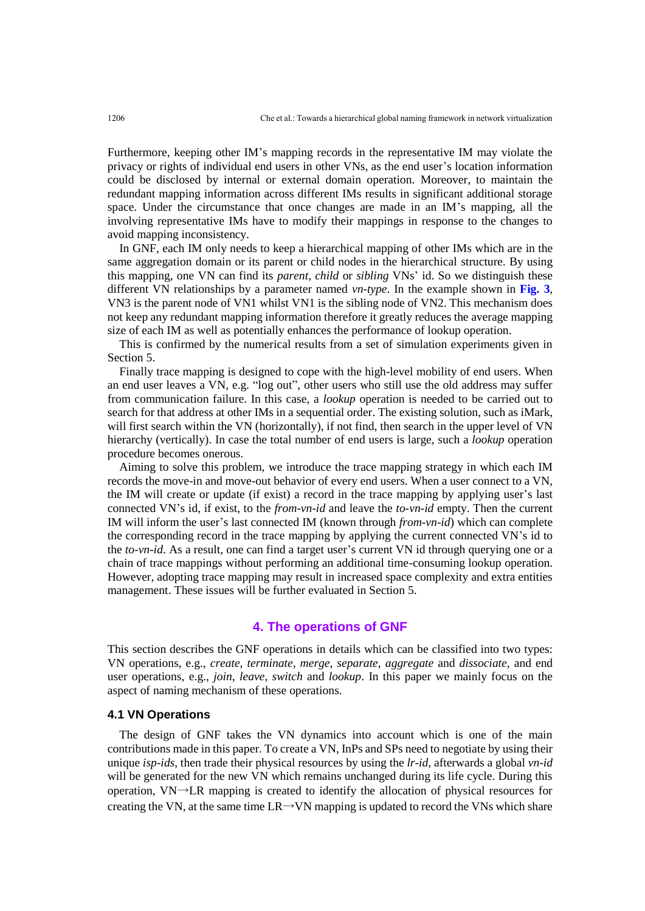Furthermore, keeping other IM's mapping records in the representative IM may violate the privacy or rights of individual end users in other VNs, as the end user's location information could be disclosed by internal or external domain operation. Moreover, to maintain the redundant mapping information across different IMs results in significant additional storage space. Under the circumstance that once changes are made in an IM's mapping, all the involving representative IMs have to modify their mappings in response to the changes to avoid mapping inconsistency.

In GNF, each IM only needs to keep a hierarchical mapping of other IMs which are in the same aggregation domain or its parent or child nodes in the hierarchical structure. By using this mapping, one VN can find its *parent*, *child* or *sibling* VNs' id. So we distinguish these different VN relationships by a parameter named *vn-type*. In the example shown in **Fig. 3**, VN3 is the parent node of VN1 whilst VN1 is the sibling node of VN2. This mechanism does not keep any redundant mapping information therefore it greatly reduces the average mapping size of each IM as well as potentially enhances the performance of lookup operation.

This is confirmed by the numerical results from a set of simulation experiments given in Section 5.

Finally trace mapping is designed to cope with the high-level mobility of end users. When an end user leaves a VN, e.g. "log out", other users who still use the old address may suffer from communication failure. In this case, a *lookup* operation is needed to be carried out to search for that address at other IMs in a sequential order. The existing solution, such as iMark, will first search within the VN (horizontally), if not find, then search in the upper level of VN hierarchy (vertically). In case the total number of end users is large, such a *lookup* operation procedure becomes onerous.

Aiming to solve this problem, we introduce the trace mapping strategy in which each IM records the move-in and move-out behavior of every end users. When a user connect to a VN, the IM will create or update (if exist) a record in the trace mapping by applying user's last connected VN's id, if exist, to the *from-vn-id* and leave the *to-vn-id* empty. Then the current IM will inform the user's last connected IM (known through *from-vn-id*) which can complete the corresponding record in the trace mapping by applying the current connected VN's id to the *to-vn-id*. As a result, one can find a target user's current VN id through querying one or a chain of trace mappings without performing an additional time-consuming lookup operation. However, adopting trace mapping may result in increased space complexity and extra entities management. These issues will be further evaluated in Section 5.

## 4. The operations of GNF

This section describes the GNF operations in details which can be classified into two types: VN operations, e.g., *create*, *terminate*, *merge*, *separate*, *aggregate* and *dissociate*, and end user operations, e.g., *join*, *leave*, *switch* and *lookup*. In this paper we mainly focus on the aspect of naming mechanism of these operations.

### 4.1 VN Operations

The design of GNF takes the VN dynamics into account which is one of the main contributions made in this paper. To create a VN, InPs and SPs need to negotiate by using their unique *isp-ids*, then trade their physical resources by using the *lr-id*, afterwards a global *vn-id* will be generated for the new VN which remains unchanged during its life cycle. During this operation, VN→LR mapping is created to identify the allocation of physical resources for creating the VN, at the same time LR→VN mapping is updated to record the VNs which share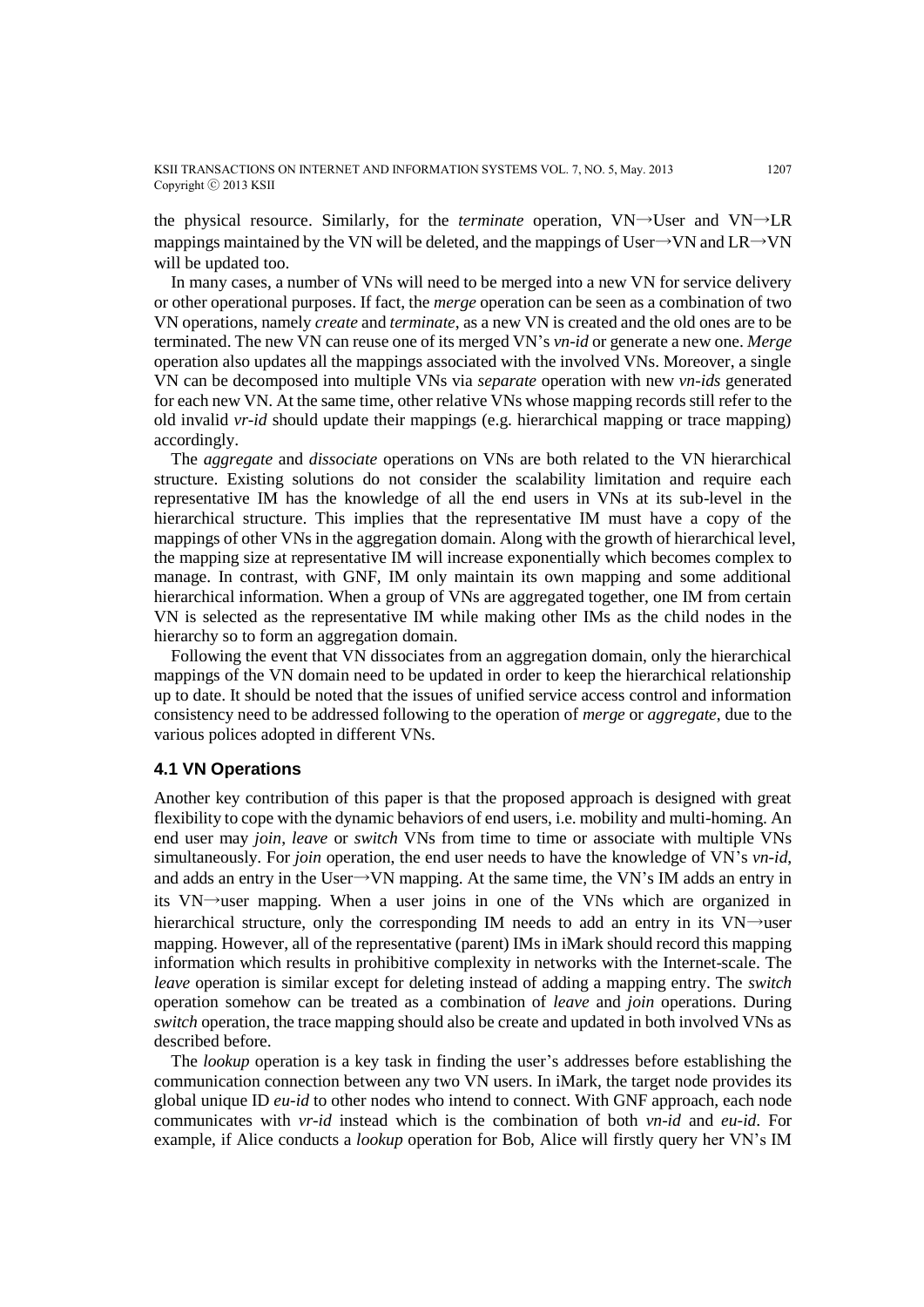the physical resource. Similarly, for the *terminate* operation, VN→User and VN→LR mappings maintained by the VN will be deleted, and the mappings of User→VN and LR→VN will be updated too.

In many cases, a number of VNs will need to be merged into a new VN for service delivery or other operational purposes. If fact, the *merge* operation can be seen as a combination of two VN operations, namely *create* and *terminate*, as a new VN is created and the old ones are to be terminated. The new VN can reuse one of its merged VN's *vn-id* or generate a new one. *Merge* operation also updates all the mappings associated with the involved VNs. Moreover, a single VN can be decomposed into multiple VNs via *separate* operation with new *vn-ids* generated for each new VN. At the same time, other relative VNs whose mapping records still refer to the old invalid *vr-id* should update their mappings (e.g. hierarchical mapping or trace mapping) accordingly.

The *aggregate* and *dissociate* operations on VNs are both related to the VN hierarchical structure. Existing solutions do not consider the scalability limitation and require each representative IM has the knowledge of all the end users in VNs at its sub-level in the hierarchical structure. This implies that the representative IM must have a copy of the mappings of other VNs in the aggregation domain. Along with the growth of hierarchical level, the mapping size at representative IM will increase exponentially which becomes complex to manage. In contrast, with GNF, IM only maintain its own mapping and some additional hierarchical information. When a group of VNs are aggregated together, one IM from certain VN is selected as the representative IM while making other IMs as the child nodes in the hierarchy so to form an aggregation domain.

Following the event that VN dissociates from an aggregation domain, only the hierarchical mappings of the VN domain need to be updated in order to keep the hierarchical relationship up to date. It should be noted that the issues of unified service access control and information consistency need to be addressed following to the operation of *merge* or *aggregate*, due to the various polices adopted in different VNs.

### 4.1 VN Operations

Another key contribution of this paper is that the proposed approach is designed with great flexibility to cope with the dynamic behaviors of end users, i.e. mobility and multi-homing. An end user may *join*, *leave* or *switch* VNs from time to time or associate with multiple VNs simultaneously. For *join* operation, the end user needs to have the knowledge of VN's *vn-id*, and adds an entry in the User→VN mapping. At the same time, the VN's IM adds an entry in its VN→user mapping. When a user joins in one of the VNs which are organized in hierarchical structure, only the corresponding IM needs to add an entry in its VN→user mapping. However, all of the representative (parent) IMs in iMark should record this mapping information which results in prohibitive complexity in networks with the Internet-scale. The *leave* operation is similar except for deleting instead of adding a mapping entry. The *switch* operation somehow can be treated as a combination of *leave* and *join* operations. During *switch* operation, the trace mapping should also be create and updated in both involved VNs as described before.

The *lookup* operation is a key task in finding the user's addresses before establishing the communication connection between any two VN users. In iMark, the target node provides its global unique ID *eu-id* to other nodes who intend to connect. With GNF approach, each node communicates with *vr-id* instead which is the combination of both *vn-id* and *eu-id*. For example, if Alice conducts a *lookup* operation for Bob, Alice will firstly query her VN's IM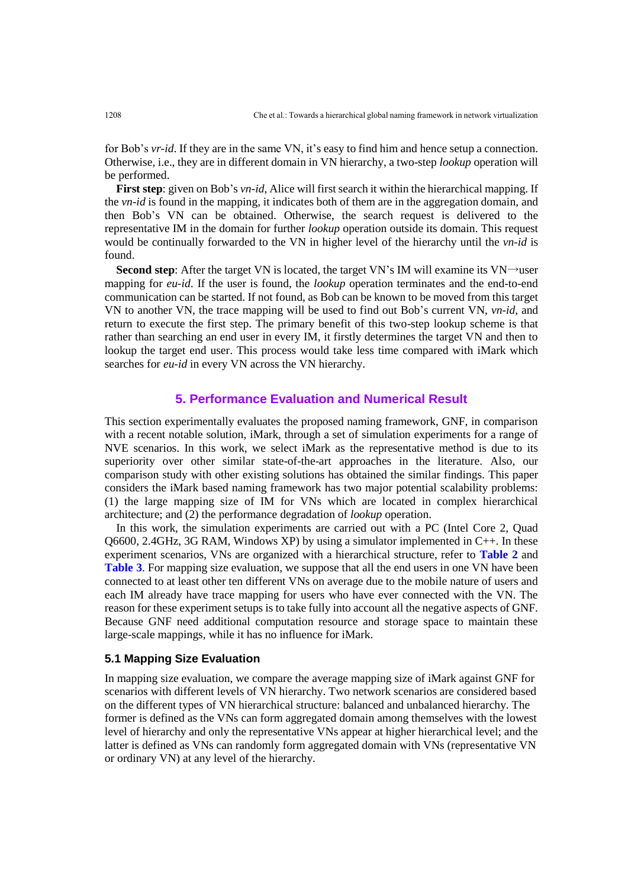for Bob's *vr-id*. If they are in the same VN, it's easy to find him and hence setup a connection. Otherwise, i.e., they are in different domain in VN hierarchy, a two-step *lookup* operation will be performed.

**First step**: given on Bob's *vn-id*, Alice will first search it within the hierarchical mapping. If the *vn-id* is found in the mapping, it indicates both of them are in the aggregation domain, and then Bob's VN can be obtained. Otherwise, the search request is delivered to the representative IM in the domain for further *lookup* operation outside its domain. This request would be continually forwarded to the VN in higher level of the hierarchy until the *vn-id* is found.

**Second step**: After the target VN is located, the target VN's IM will examine its VN→user mapping for *eu-id*. If the user is found, the *lookup* operation terminates and the end-to-end communication can be started. If not found, as Bob can be known to be moved from this target VN to another VN, the trace mapping will be used to find out Bob's current VN, *vn-id*, and return to execute the first step. The primary benefit of this two-step lookup scheme is that rather than searching an end user in every IM, it firstly determines the target VN and then to lookup the target end user. This process would take less time compared with iMark which searches for *eu-id* in every VN across the VN hierarchy.

## 5. Performance Evaluation and Numerical Result

This section experimentally evaluates the proposed naming framework, GNF, in comparison with a recent notable solution, iMark, through a set of simulation experiments for a range of NVE scenarios. In this work, we select iMark as the representative method is due to its superiority over other similar state-of-the-art approaches in the literature. Also, our comparison study with other existing solutions has obtained the similar findings. This paper considers the iMark based naming framework has two major potential scalability problems: (1) the large mapping size of IM for VNs which are located in complex hierarchical architecture; and (2) the performance degradation of *lookup* operation.

In this work, the simulation experiments are carried out with a PC (Intel Core 2, Quad Q6600, 2.4GHz, 3G RAM, Windows XP) by using a simulator implemented in C++. In these experiment scenarios, VNs are organized with a hierarchical structure, refer to **Table 2** and **Table 3**. For mapping size evaluation, we suppose that all the end users in one VN have been connected to at least other ten different VNs on average due to the mobile nature of users and each IM already have trace mapping for users who have ever connected with the VN. The reason for these experiment setups is to take fully into account all the negative aspects of GNF. Because GNF need additional computation resource and storage space to maintain these large-scale mappings, while it has no influence for iMark.

### 5.1 Mapping Size Evaluation

In mapping size evaluation, we compare the average mapping size of iMark against GNF for scenarios with different levels of VN hierarchy. Two network scenarios are considered based on the different types of VN hierarchical structure: balanced and unbalanced hierarchy. The former is defined as the VNs can form aggregated domain among themselves with the lowest level of hierarchy and only the representative VNs appear at higher hierarchical level; and the latter is defined as VNs can randomly form aggregated domain with VNs (representative VN or ordinary VN) at any level of the hierarchy.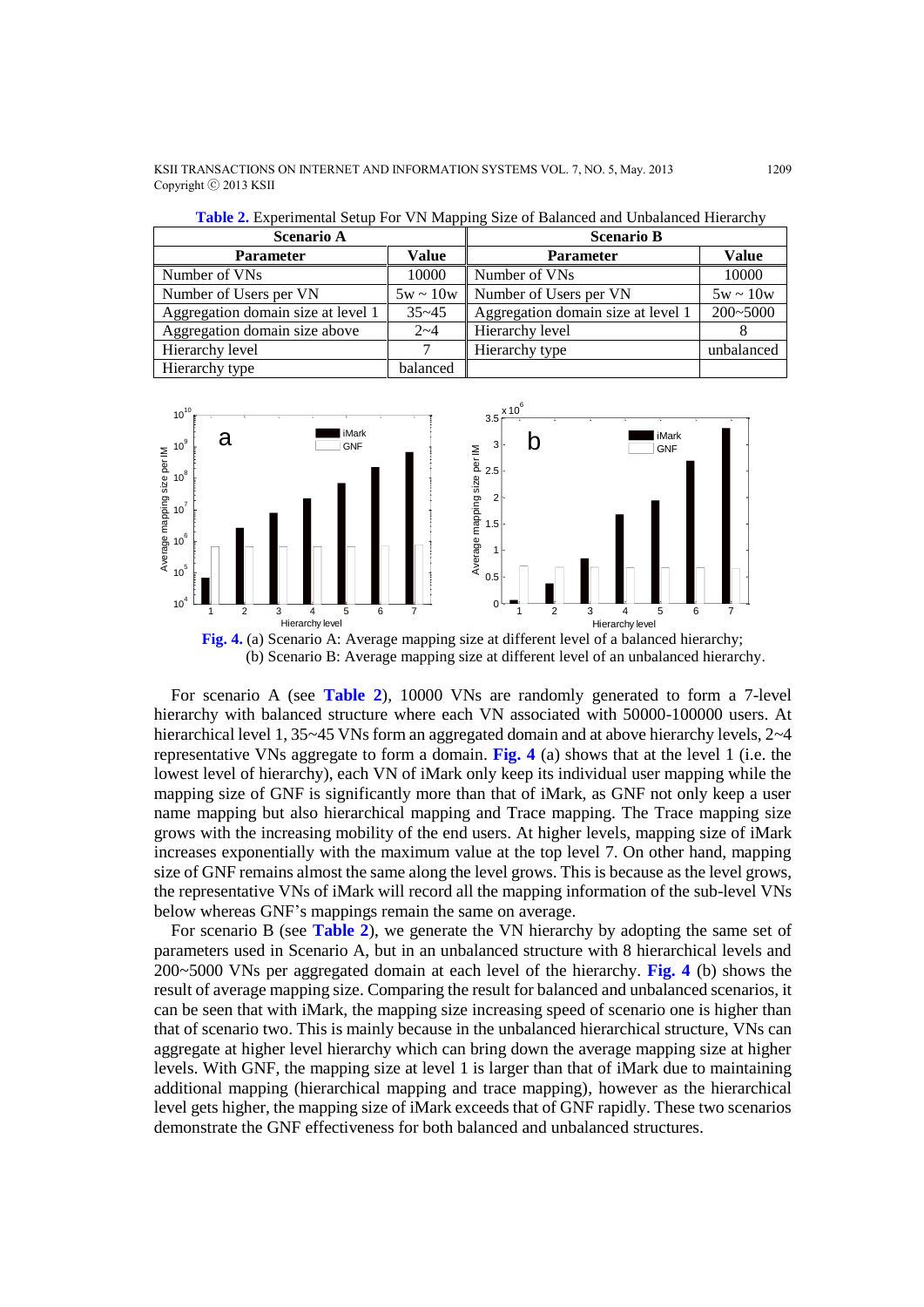**Table 2.** Experimental Setup For VN Mapping Size of Balanced and Unbalanced Hierarchy

| Scenario A | | Scenario B | |
|---|---|---|---|
| **Parameter** | **Value** | **Parameter** | **Value** |
| Number of VNs | 10000 | Number of VNs | 10000 |
| Number of Users per VN | 5w ~ 10w | Number of Users per VN | 5w ~ 10w |
| Aggregation domain size at level 1 | 35~45 | Aggregation domain size at level 1 | 200~5000 |
| Aggregation domain size above | 2~4 | Hierarchy level | 8 |
| Hierarchy level | 7 | Hierarchy type | unbalanced |
| Hierarchy type | balanced | | |

**Fig. 4.** (a) Scenario A: Average mapping size at different level of a balanced hierarchy; (b) Scenario B: Average mapping size at different level of an unbalanced hierarchy.

For scenario A (see **Table 2**), 10000 VNs are randomly generated to form a 7-level hierarchy with balanced structure where each VN associated with 50000-100000 users. At hierarchical level 1, 35~45 VNs form an aggregated domain and at above hierarchy levels, 2~4 representative VNs aggregate to form a domain. **Fig. 4** (a) shows that at the level 1 (i.e. the lowest level of hierarchy), each VN of iMark only keep its individual user mapping while the mapping size of GNF is significantly more than that of iMark, as GNF not only keep a user name mapping but also hierarchical mapping and Trace mapping. The Trace mapping size grows with the increasing mobility of the end users. At higher levels, mapping size of iMark increases exponentially with the maximum value at the top level 7. On other hand, mapping size of GNF remains almost the same along the level grows. This is because as the level grows, the representative VNs of iMark will record all the mapping information of the sub-level VNs below whereas GNF's mappings remain the same on average.

For scenario B (see **Table 2**), we generate the VN hierarchy by adopting the same set of parameters used in Scenario A, but in an unbalanced structure with 8 hierarchical levels and 200~5000 VNs per aggregated domain at each level of the hierarchy. **Fig. 4** (b) shows the result of average mapping size. Comparing the result for balanced and unbalanced scenarios, it can be seen that with iMark, the mapping size increasing speed of scenario one is higher than that of scenario two. This is mainly because in the unbalanced hierarchical structure, VNs can aggregate at higher level hierarchy which can bring down the average mapping size at higher levels. With GNF, the mapping size at level 1 is larger than that of iMark due to maintaining additional mapping (hierarchical mapping and trace mapping), however as the hierarchical level gets higher, the mapping size of iMark exceeds that of GNF rapidly. These two scenarios demonstrate the GNF effectiveness for both balanced and unbalanced structures.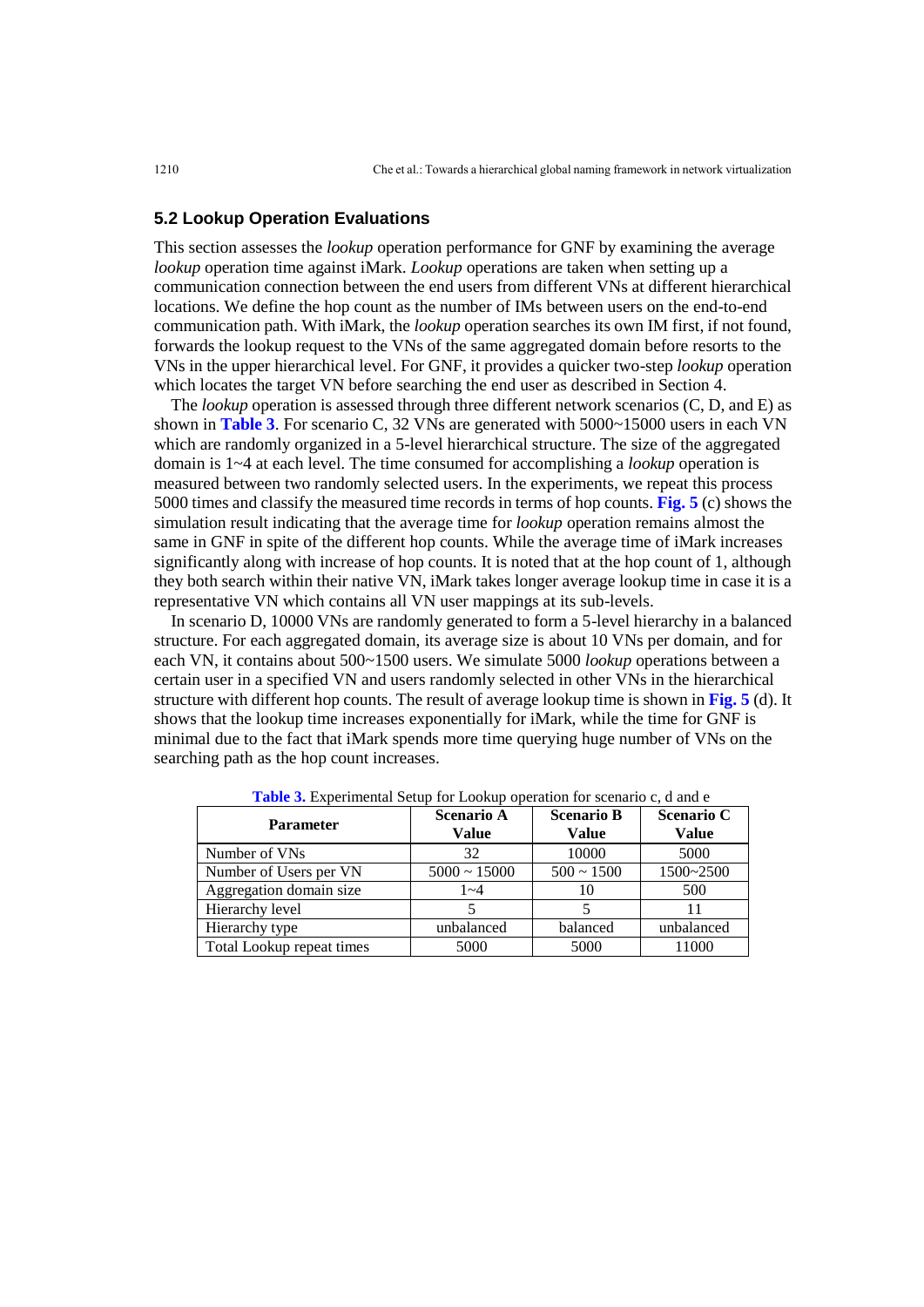### 5.2 Lookup Operation Evaluations

This section assesses the *lookup* operation performance for GNF by examining the average *lookup* operation time against iMark. *Lookup* operations are taken when setting up a communication connection between the end users from different VNs at different hierarchical locations. We define the hop count as the number of IMs between users on the end-to-end communication path. With iMark, the *lookup* operation searches its own IM first, if not found, forwards the lookup request to the VNs of the same aggregated domain before resorts to the VNs in the upper hierarchical level. For GNF, it provides a quicker two-step *lookup* operation which locates the target VN before searching the end user as described in Section 4.

The *lookup* operation is assessed through three different network scenarios (C, D, and E) as shown in **Table 3**. For scenario C, 32 VNs are generated with 5000~15000 users in each VN which are randomly organized in a 5-level hierarchical structure. The size of the aggregated domain is 1~4 at each level. The time consumed for accomplishing a *lookup* operation is measured between two randomly selected users. In the experiments, we repeat this process 5000 times and classify the measured time records in terms of hop counts. **Fig. 5** (c) shows the simulation result indicating that the average time for *lookup* operation remains almost the same in GNF in spite of the different hop counts. While the average time of iMark increases significantly along with increase of hop counts. It is noted that at the hop count of 1, although they both search within their native VN, iMark takes longer average lookup time in case it is a representative VN which contains all VN user mappings at its sub-levels.

In scenario D, 10000 VNs are randomly generated to form a 5-level hierarchy in a balanced structure. For each aggregated domain, its average size is about 10 VNs per domain, and for each VN, it contains about 500~1500 users. We simulate 5000 *lookup* operations between a certain user in a specified VN and users randomly selected in other VNs in the hierarchical structure with different hop counts. The result of average lookup time is shown in **Fig. 5** (d). It shows that the lookup time increases exponentially for iMark, while the time for GNF is minimal due to the fact that iMark spends more time querying huge number of VNs on the searching path as the hop count increases.

**Table 3.** Experimental Setup for Lookup operation for scenario c, d and e

| Parameter | Scenario A Value | Scenario B Value | Scenario C Value |
|---|---|---|---|
| Number of VNs | 32 | 10000 | 5000 |
| Number of Users per VN | 5000 ~ 15000 | 500 ~ 1500 | 1500~2500 |
| Aggregation domain size | 1~4 | 10 | 500 |
| Hierarchy level | 5 | 5 | 11 |
| Hierarchy type | unbalanced | balanced | unbalanced |
| Total Lookup repeat times | 5000 | 5000 | 11000 |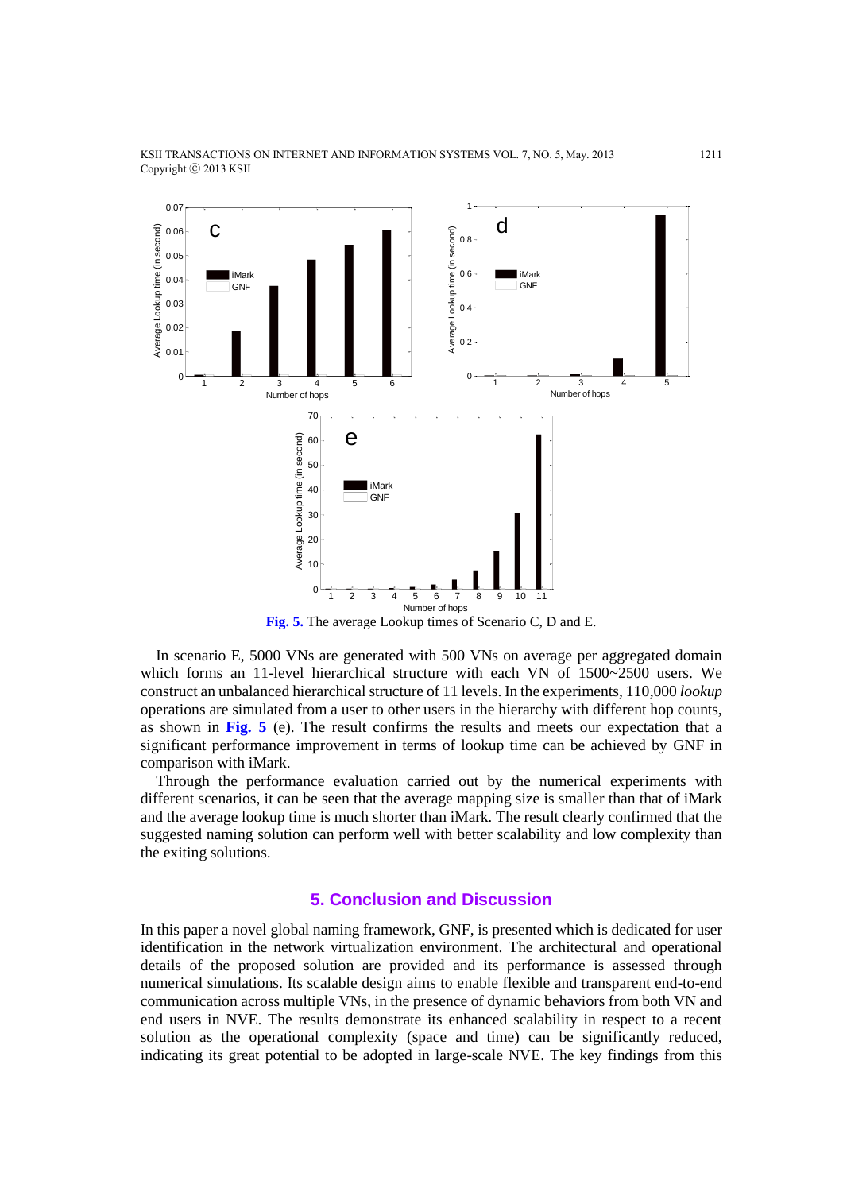Fig. 5. The average Lookup times of Scenario C, D and E.

In scenario E, 5000 VNs are generated with 500 VNs on average per aggregated domain which forms an 11-level hierarchical structure with each VN of 1500~2500 users. We construct an unbalanced hierarchical structure of 11 levels. In the experiments, 110,000 *lookup* operations are simulated from a user to other users in the hierarchy with different hop counts, as shown in **Fig. 5** (e). The result confirms the results and meets our expectation that a significant performance improvement in terms of lookup time can be achieved by GNF in comparison with iMark.

Through the performance evaluation carried out by the numerical experiments with different scenarios, it can be seen that the average mapping size is smaller than that of iMark and the average lookup time is much shorter than iMark. The result clearly confirmed that the suggested naming solution can perform well with better scalability and low complexity than the exiting solutions.

## 5. Conclusion and Discussion

In this paper a novel global naming framework, GNF, is presented which is dedicated for user identification in the network virtualization environment. The architectural and operational details of the proposed solution are provided and its performance is assessed through numerical simulations. Its scalable design aims to enable flexible and transparent end-to-end communication across multiple VNs, in the presence of dynamic behaviors from both VN and end users in NVE. The results demonstrate its enhanced scalability in respect to a recent solution as the operational complexity (space and time) can be significantly reduced, indicating its great potential to be adopted in large-scale NVE. The key findings from this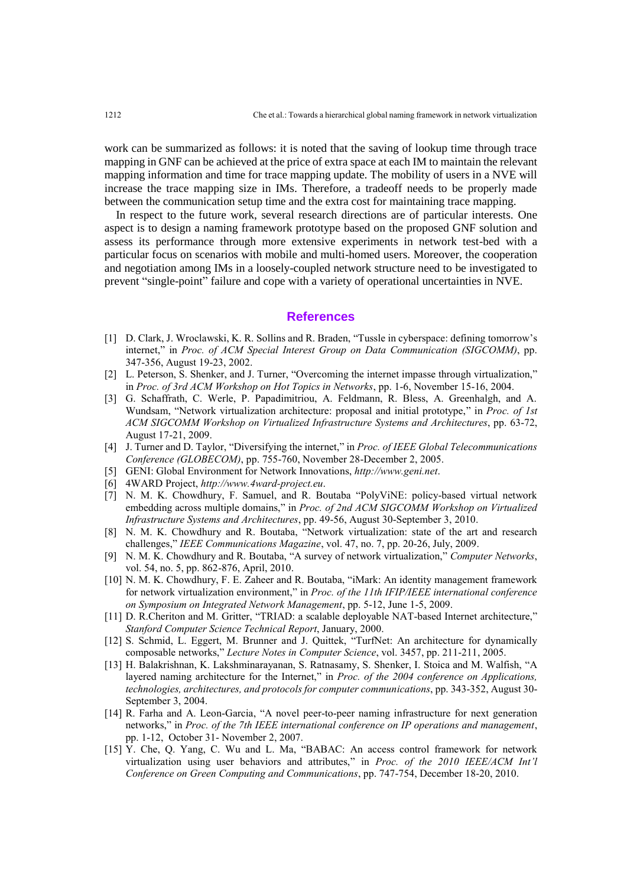work can be summarized as follows: it is noted that the saving of lookup time through trace mapping in GNF can be achieved at the price of extra space at each IM to maintain the relevant mapping information and time for trace mapping update. The mobility of users in a NVE will increase the trace mapping size in IMs. Therefore, a tradeoff needs to be properly made between the communication setup time and the extra cost for maintaining trace mapping.

In respect to the future work, several research directions are of particular interests. One aspect is to design a naming framework prototype based on the proposed GNF solution and assess its performance through more extensive experiments in network test-bed with a particular focus on scenarios with mobile and multi-homed users. Moreover, the cooperation and negotiation among IMs in a loosely-coupled network structure need to be investigated to prevent "single-point" failure and cope with a variety of operational uncertainties in NVE.

## References

[1] D. Clark, J. Wroclawski, K. R. Sollins and R. Braden, "Tussle in cyberspace: defining tomorrow's internet," in *Proc. of ACM Special Interest Group on Data Communication (SIGCOMM)*, pp. 347-356, August 19-23, 2002.

[2] L. Peterson, S. Shenker, and J. Turner, "Overcoming the internet impasse through virtualization," in *Proc. of 3rd ACM Workshop on Hot Topics in Networks*, pp. 1-6, November 15-16, 2004.

[3] G. Schaffrath, C. Werle, P. Papadimitriou, A. Feldmann, R. Bless, A. Greenhalgh, and A. Wundsam, "Network virtualization architecture: proposal and initial prototype," in *Proc. of 1st ACM SIGCOMM Workshop on Virtualized Infrastructure Systems and Architectures*, pp. 63-72, August 17-21, 2009.

[4] J. Turner and D. Taylor, "Diversifying the internet," in *Proc. of IEEE Global Telecommunications Conference (GLOBECOM)*, pp. 755-760, November 28-December 2, 2005.

[5] GENI: Global Environment for Network Innovations, *http://www.geni.net*.

[6] 4WARD Project, *http://www.4ward-project.eu*.

[7] N. M. K. Chowdhury, F. Samuel, and R. Boutaba "PolyViNE: policy-based virtual network embedding across multiple domains," in *Proc. of 2nd ACM SIGCOMM Workshop on Virtualized Infrastructure Systems and Architectures*, pp. 49-56, August 30-September 3, 2010.

[8] N. M. K. Chowdhury and R. Boutaba, "Network virtualization: state of the art and research challenges," *IEEE Communications Magazine*, vol. 47, no. 7, pp. 20-26, July, 2009.

[9] N. M. K. Chowdhury and R. Boutaba, "A survey of network virtualization," *Computer Networks*, vol. 54, no. 5, pp. 862-876, April, 2010.

[10] N. M. K. Chowdhury, F. E. Zaheer and R. Boutaba, "iMark: An identity management framework for network virtualization environment," in *Proc. of the 11th IFIP/IEEE international conference on Symposium on Integrated Network Management*, pp. 5-12, June 1-5, 2009.

[11] D. R.Cheriton and M. Gritter, "TRIAD: a scalable deployable NAT-based Internet architecture," *Stanford Computer Science Technical Report*, January, 2000.

[12] S. Schmid, L. Eggert, M. Brunner and J. Quittek, "TurfNet: An architecture for dynamically composable networks," *Lecture Notes in Computer Science*, vol. 3457, pp. 211-211, 2005.

[13] H. Balakrishnan, K. Lakshminarayanan, S. Ratnasamy, S. Shenker, I. Stoica and M. Walfish, "A layered naming architecture for the Internet," in *Proc. of the 2004 conference on Applications, technologies, architectures, and protocols for computer communications*, pp. 343-352, August 30-September 3, 2004.

[14] R. Farha and A. Leon-Garcia, "A novel peer-to-peer naming infrastructure for next generation networks," in *Proc. of the 7th IEEE international conference on IP operations and management*, pp. 1-12, October 31- November 2, 2007.

[15] Y. Che, Q. Yang, C. Wu and L. Ma, "BABAC: An access control framework for network virtualization using user behaviors and attributes," in *Proc. of the 2010 IEEE/ACM Int'l Conference on Green Computing and Communications*, pp. 747-754, December 18-20, 2010.